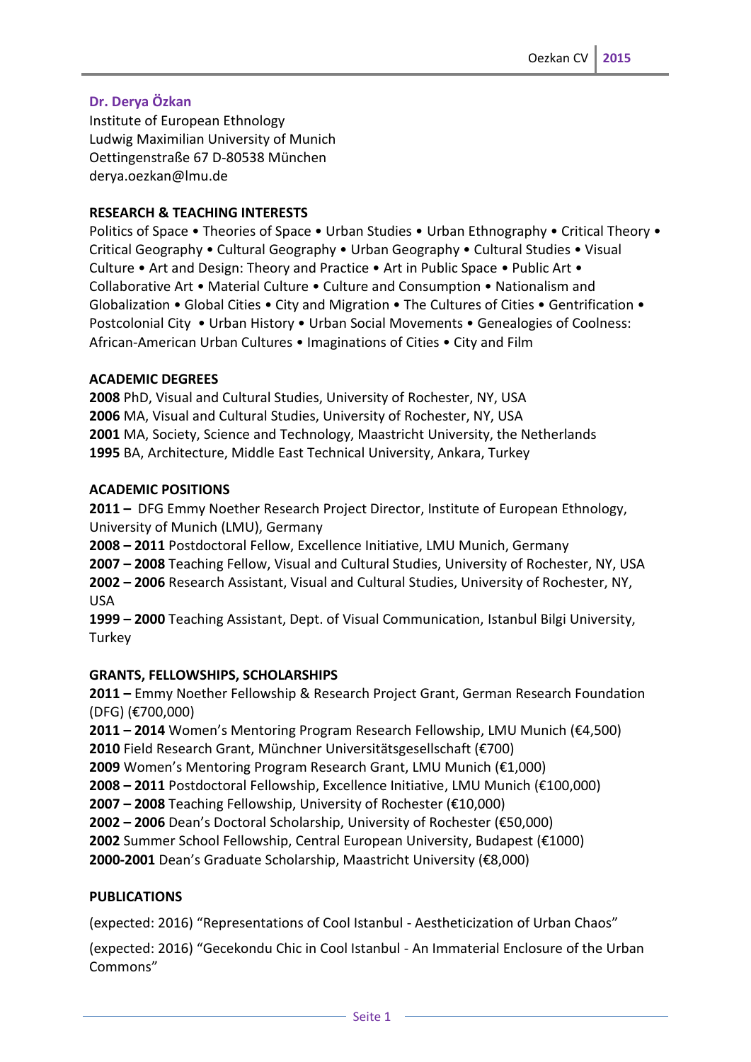**Dr. Derya Özkan**
Institute of European Ethnology
Ludwig Maximilian University of Munich
Oettingenstraße 67 D-80538 München
derya.oezkan@lmu.de

## RESEARCH & TEACHING INTERESTS

Politics of Space • Theories of Space • Urban Studies • Urban Ethnography • Critical Theory • Critical Geography • Cultural Geography • Urban Geography • Cultural Studies • Visual Culture • Art and Design: Theory and Practice • Art in Public Space • Public Art • Collaborative Art • Material Culture • Culture and Consumption • Nationalism and Globalization • Global Cities • City and Migration • The Cultures of Cities • Gentrification • Postcolonial City • Urban History • Urban Social Movements • Genealogies of Coolness: African-American Urban Cultures • Imaginations of Cities • City and Film

## ACADEMIC DEGREES

**2008** PhD, Visual and Cultural Studies, University of Rochester, NY, USA
**2006** MA, Visual and Cultural Studies, University of Rochester, NY, USA
**2001** MA, Society, Science and Technology, Maastricht University, the Netherlands
**1995** BA, Architecture, Middle East Technical University, Ankara, Turkey

## ACADEMIC POSITIONS

**2011 –** DFG Emmy Noether Research Project Director, Institute of European Ethnology, University of Munich (LMU), Germany
**2008 – 2011** Postdoctoral Fellow, Excellence Initiative, LMU Munich, Germany
**2007 – 2008** Teaching Fellow, Visual and Cultural Studies, University of Rochester, NY, USA
**2002 – 2006** Research Assistant, Visual and Cultural Studies, University of Rochester, NY, USA
**1999 – 2000** Teaching Assistant, Dept. of Visual Communication, Istanbul Bilgi University, Turkey

## GRANTS, FELLOWSHIPS, SCHOLARSHIPS

**2011 –** Emmy Noether Fellowship & Research Project Grant, German Research Foundation (DFG) (€700,000)
**2011 – 2014** Women's Mentoring Program Research Fellowship, LMU Munich (€4,500)
**2010** Field Research Grant, Münchner Universitätsgesellschaft (€700)
**2009** Women's Mentoring Program Research Grant, LMU Munich (€1,000)
**2008 – 2011** Postdoctoral Fellowship, Excellence Initiative, LMU Munich (€100,000)
**2007 – 2008** Teaching Fellowship, University of Rochester (€10,000)
**2002 – 2006** Dean's Doctoral Scholarship, University of Rochester (€50,000)
**2002** Summer School Fellowship, Central European University, Budapest (€1000)
**2000-2001** Dean's Graduate Scholarship, Maastricht University (€8,000)

## PUBLICATIONS

(expected: 2016) "Representations of Cool Istanbul - Aestheticization of Urban Chaos"

(expected: 2016) "Gecekondu Chic in Cool Istanbul - An Immaterial Enclosure of the Urban Commons"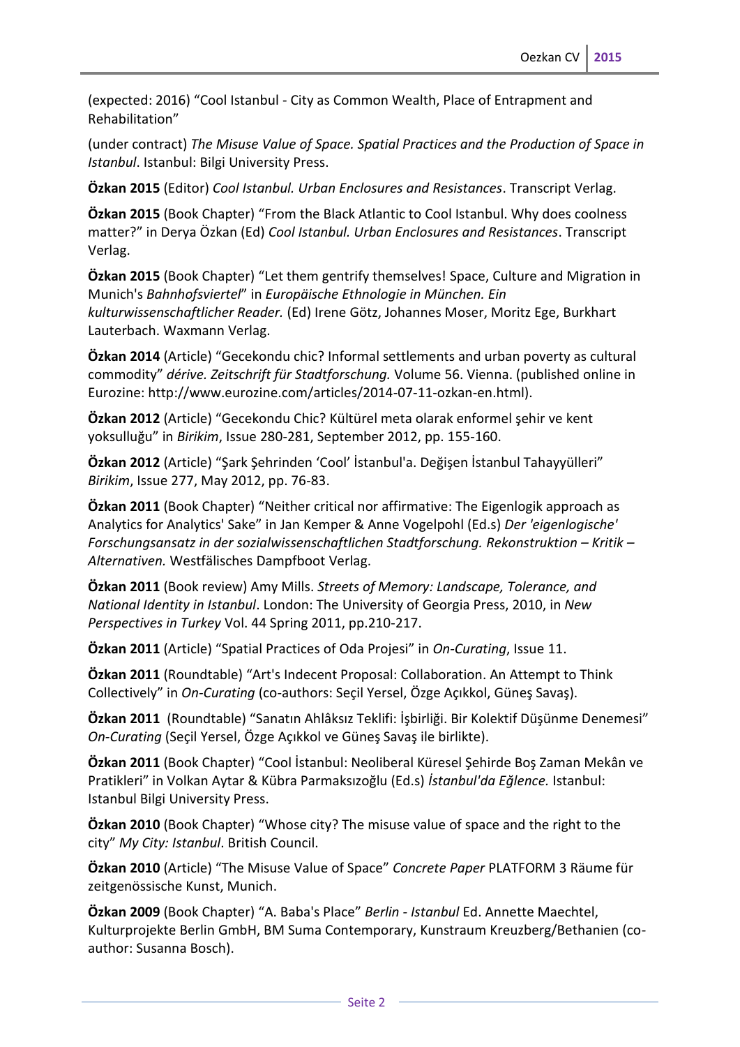(expected: 2016) “Cool Istanbul - City as Common Wealth, Place of Entrapment and Rehabilitation”

(under contract) *The Misuse Value of Space. Spatial Practices and the Production of Space in Istanbul*. Istanbul: Bilgi University Press.

**Özkan 2015** (Editor) *Cool Istanbul. Urban Enclosures and Resistances*. Transcript Verlag.

**Özkan 2015** (Book Chapter) “From the Black Atlantic to Cool Istanbul. Why does coolness matter?” in Derya Özkan (Ed) *Cool Istanbul. Urban Enclosures and Resistances*. Transcript Verlag.

**Özkan 2015** (Book Chapter) “Let them gentrify themselves! Space, Culture and Migration in Munich's *Bahnhofsviertel*” in *Europäische Ethnologie in München. Ein kulturwissenschaftlicher Reader.* (Ed) Irene Götz, Johannes Moser, Moritz Ege, Burkhart Lauterbach. Waxmann Verlag.

**Özkan 2014** (Article) “Gecekondu chic? Informal settlements and urban poverty as cultural commodity” *dérive. Zeitschrift für Stadtforschung.* Volume 56. Vienna. (published online in Eurozine: http://www.eurozine.com/articles/2014-07-11-ozkan-en.html).

**Özkan 2012** (Article) “Gecekondu Chic? Kültürel meta olarak enformel şehir ve kent yoksulluğu” in *Birikim*, Issue 280-281, September 2012, pp. 155-160.

**Özkan 2012** (Article) “Şark Şehrinden ‘Cool’ İstanbul'a. Değişen İstanbul Tahayyülleri” *Birikim*, Issue 277, May 2012, pp. 76-83.

**Özkan 2011** (Book Chapter) “Neither critical nor affirmative: The Eigenlogik approach as Analytics for Analytics' Sake” in Jan Kemper & Anne Vogelpohl (Ed.s) *Der 'eigenlogische' Forschungsansatz in der sozialwissenschaftlichen Stadtforschung. Rekonstruktion – Kritik – Alternativen.* Westfälisches Dampfboot Verlag.

**Özkan 2011** (Book review) Amy Mills. *Streets of Memory: Landscape, Tolerance, and National Identity in Istanbul*. London: The University of Georgia Press, 2010, in *New Perspectives in Turkey* Vol. 44 Spring 2011, pp.210-217.

**Özkan 2011** (Article) “Spatial Practices of Oda Projesi” in *On-Curating*, Issue 11.

**Özkan 2011** (Roundtable) “Art's Indecent Proposal: Collaboration. An Attempt to Think Collectively” in *On-Curating* (co-authors: Seçil Yersel, Özge Açıkkol, Güneş Savaş).

**Özkan 2011** (Roundtable) “Sanatın Ahlâksız Teklifi: İşbirliği. Bir Kolektif Düşünme Denemesi” *On-Curating* (Seçil Yersel, Özge Açıkkol ve Güneş Savaş ile birlikte).

**Özkan 2011** (Book Chapter) “Cool İstanbul: Neoliberal Küresel Şehirde Boş Zaman Mekân ve Pratikleri” in Volkan Aytar & Kübra Parmaksızoğlu (Ed.s) *İstanbul'da Eğlence.* Istanbul: Istanbul Bilgi University Press.

**Özkan 2010** (Book Chapter) “Whose city? The misuse value of space and the right to the city” *My City: Istanbul*. British Council.

**Özkan 2010** (Article) “The Misuse Value of Space” *Concrete Paper* PLATFORM 3 Räume für zeitgenössische Kunst, Munich.

**Özkan 2009** (Book Chapter) “A. Baba's Place” *Berlin - Istanbul* Ed. Annette Maechtel, Kulturprojekte Berlin GmbH, BM Suma Contemporary, Kunstraum Kreuzberg/Bethanien (co-author: Susanna Bosch).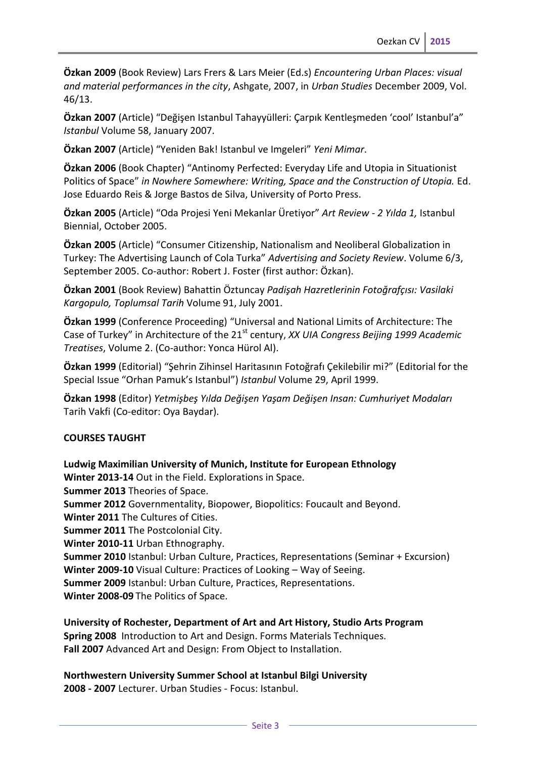**Özkan 2009** (Book Review) Lars Frers & Lars Meier (Ed.s) *Encountering Urban Places: visual and material performances in the city*, Ashgate, 2007, in *Urban Studies* December 2009, Vol. 46/13.

**Özkan 2007** (Article) "Değişen Istanbul Tahayyülleri: Çarpık Kentleşmeden 'cool' Istanbul'a" *Istanbul* Volume 58, January 2007.

**Özkan 2007** (Article) "Yeniden Bak! Istanbul ve Imgeleri" *Yeni Mimar*.

**Özkan 2006** (Book Chapter) "Antinomy Perfected: Everyday Life and Utopia in Situationist Politics of Space" *in Nowhere Somewhere: Writing, Space and the Construction of Utopia.* Ed. Jose Eduardo Reis & Jorge Bastos de Silva, University of Porto Press.

**Özkan 2005** (Article) "Oda Projesi Yeni Mekanlar Üretiyor" *Art Review - 2 Yılda 1,* Istanbul Biennial, October 2005.

**Özkan 2005** (Article) "Consumer Citizenship, Nationalism and Neoliberal Globalization in Turkey: The Advertising Launch of Cola Turka" *Advertising and Society Review*. Volume 6/3, September 2005. Co-author: Robert J. Foster (first author: Özkan).

**Özkan 2001** (Book Review) Bahattin Öztuncay *Padişah Hazretlerinin Fotoğrafçısı: Vasilaki Kargopulo, Toplumsal Tarih* Volume 91, July 2001.

**Özkan 1999** (Conference Proceeding) "Universal and National Limits of Architecture: The Case of Turkey" in Architecture of the 21st century, *XX UIA Congress Beijing 1999 Academic Treatises*, Volume 2. (Co-author: Yonca Hürol Al).

**Özkan 1999** (Editorial) "Şehrin Zihinsel Haritasının Fotoğrafı Çekilebilir mi?" (Editorial for the Special Issue "Orhan Pamuk's Istanbul") *Istanbul* Volume 29, April 1999.

**Özkan 1998** (Editor) *Yetmişbeş Yılda Değişen Yaşam Değişen Insan: Cumhuriyet Modaları* Tarih Vakfi (Co-editor: Oya Baydar).

## COURSES TAUGHT

**Ludwig Maximilian University of Munich, Institute for European Ethnology**
**Winter 2013-14** Out in the Field. Explorations in Space.
**Summer 2013** Theories of Space.
**Summer 2012** Governmentality, Biopower, Biopolitics: Foucault and Beyond.
**Winter 2011** The Cultures of Cities.
**Summer 2011** The Postcolonial City.
**Winter 2010-11** Urban Ethnography.
**Summer 2010** Istanbul: Urban Culture, Practices, Representations (Seminar + Excursion)
**Winter 2009-10** Visual Culture: Practices of Looking – Way of Seeing.
**Summer 2009** Istanbul: Urban Culture, Practices, Representations.
**Winter 2008-09** The Politics of Space.

**University of Rochester, Department of Art and Art History, Studio Arts Program**
**Spring 2008** Introduction to Art and Design. Forms Materials Techniques.
**Fall 2007** Advanced Art and Design: From Object to Installation.

**Northwestern University Summer School at Istanbul Bilgi University**
**2008 - 2007** Lecturer. Urban Studies - Focus: Istanbul.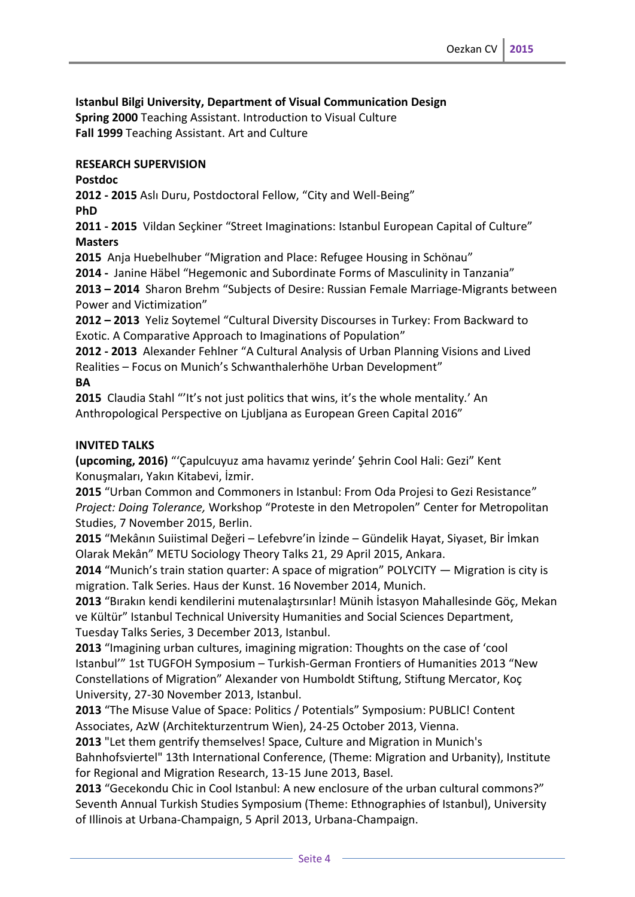**Istanbul Bilgi University, Department of Visual Communication Design**
**Spring 2000** Teaching Assistant. Introduction to Visual Culture
**Fall 1999** Teaching Assistant. Art and Culture

## RESEARCH SUPERVISION

**Postdoc**
**2012 - 2015** Aslı Duru, Postdoctoral Fellow, "City and Well-Being"
**PhD**
**2011 - 2015** Vildan Seçkiner "Street Imaginations: Istanbul European Capital of Culture"
**Masters**
**2015** Anja Huebelhuber "Migration and Place: Refugee Housing in Schönau"
**2014 -** Janine Häbel "Hegemonic and Subordinate Forms of Masculinity in Tanzania"
**2013 – 2014** Sharon Brehm "Subjects of Desire: Russian Female Marriage-Migrants between Power and Victimization"
**2012 – 2013** Yeliz Soytemel "Cultural Diversity Discourses in Turkey: From Backward to Exotic. A Comparative Approach to Imaginations of Population"
**2012 - 2013** Alexander Fehlner "A Cultural Analysis of Urban Planning Visions and Lived Realities – Focus on Munich's Schwanthalerhöhe Urban Development"
**BA**
**2015** Claudia Stahl "'It's not just politics that wins, it's the whole mentality.' An Anthropological Perspective on Ljubljana as European Green Capital 2016"

## INVITED TALKS

**(upcoming, 2016)** "'Çapulcuyuz ama havamız yerinde' Şehrin Cool Hali: Gezi" Kent Konuşmaları, Yakın Kitabevi, İzmir.
**2015** "Urban Common and Commoners in Istanbul: From Oda Projesi to Gezi Resistance" *Project: Doing Tolerance,* Workshop "Proteste in den Metropolen" Center for Metropolitan Studies, 7 November 2015, Berlin.
**2015** "Mekânın Suiistimal Değeri – Lefebvre'in İzinde – Gündelik Hayat, Siyaset, Bir İmkan Olarak Mekân" METU Sociology Theory Talks 21, 29 April 2015, Ankara.
**2014** "Munich's train station quarter: A space of migration" POLYCITY — Migration is city is migration. Talk Series. Haus der Kunst. 16 November 2014, Munich.
**2013** "Bırakın kendi kendilerini mutenalaştırsınlar! Münih İstasyon Mahallesinde Göç, Mekan ve Kültür" Istanbul Technical University Humanities and Social Sciences Department, Tuesday Talks Series, 3 December 2013, Istanbul.
**2013** "Imagining urban cultures, imagining migration: Thoughts on the case of 'cool Istanbul'" 1st TUGFOH Symposium – Turkish-German Frontiers of Humanities 2013 "New Constellations of Migration" Alexander von Humboldt Stiftung, Stiftung Mercator, Koç University, 27-30 November 2013, Istanbul.
**2013** "The Misuse Value of Space: Politics / Potentials" Symposium: PUBLIC! Content Associates, AzW (Architekturzentrum Wien), 24-25 October 2013, Vienna.
**2013** "Let them gentrify themselves! Space, Culture and Migration in Munich's Bahnhofsviertel" 13th International Conference, (Theme: Migration and Urbanity), Institute for Regional and Migration Research, 13-15 June 2013, Basel.
**2013** "Gecekondu Chic in Cool Istanbul: A new enclosure of the urban cultural commons?" Seventh Annual Turkish Studies Symposium (Theme: Ethnographies of Istanbul), University of Illinois at Urbana-Champaign, 5 April 2013, Urbana-Champaign.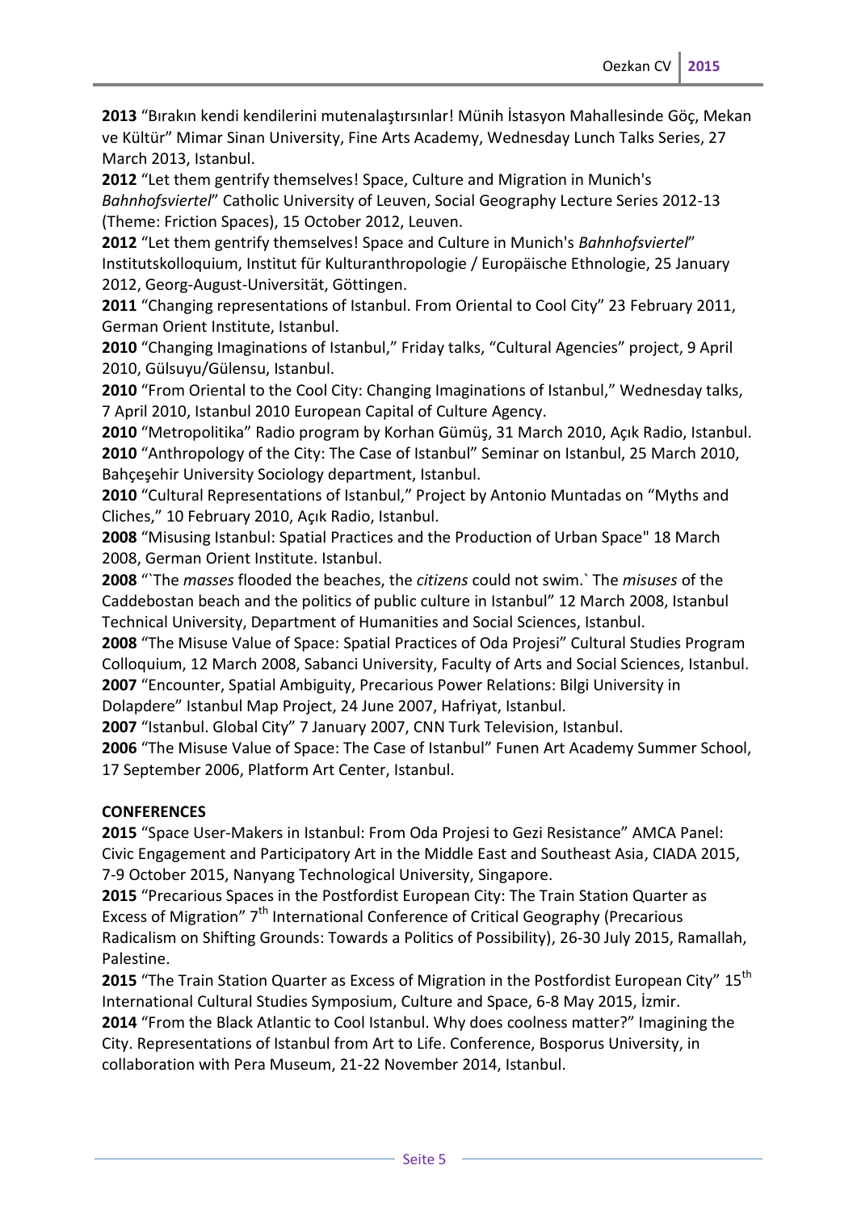**2013** "Bırakın kendi kendilerini mutenalaştırsınlar! Münih İstasyon Mahallesinde Göç, Mekan ve Kültür" Mimar Sinan University, Fine Arts Academy, Wednesday Lunch Talks Series, 27 March 2013, Istanbul.

**2012** "Let them gentrify themselves! Space, Culture and Migration in Munich's *Bahnhofsviertel*" Catholic University of Leuven, Social Geography Lecture Series 2012-13 (Theme: Friction Spaces), 15 October 2012, Leuven.

**2012** "Let them gentrify themselves! Space and Culture in Munich's *Bahnhofsviertel*" Institutskolloquium, Institut für Kulturanthropologie / Europäische Ethnologie, 25 January 2012, Georg-August-Universität, Göttingen.

**2011** "Changing representations of Istanbul. From Oriental to Cool City" 23 February 2011, German Orient Institute, Istanbul.

**2010** "Changing Imaginations of Istanbul," Friday talks, "Cultural Agencies" project, 9 April 2010, Gülsuyu/Gülensu, Istanbul.

**2010** "From Oriental to the Cool City: Changing Imaginations of Istanbul," Wednesday talks, 7 April 2010, Istanbul 2010 European Capital of Culture Agency.

**2010** "Metropolitika" Radio program by Korhan Gümüş, 31 March 2010, Açık Radio, Istanbul.

**2010** "Anthropology of the City: The Case of Istanbul" Seminar on Istanbul, 25 March 2010, Bahçeşehir University Sociology department, Istanbul.

**2010** "Cultural Representations of Istanbul," Project by Antonio Muntadas on "Myths and Cliches," 10 February 2010, Açık Radio, Istanbul.

**2008** "Misusing Istanbul: Spatial Practices and the Production of Urban Space" 18 March 2008, German Orient Institute. Istanbul.

**2008** "`The *masses* flooded the beaches, the *citizens* could not swim.` The *misuses* of the Caddebostan beach and the politics of public culture in Istanbul" 12 March 2008, Istanbul Technical University, Department of Humanities and Social Sciences, Istanbul.

**2008** "The Misuse Value of Space: Spatial Practices of Oda Projesi" Cultural Studies Program Colloquium, 12 March 2008, Sabanci University, Faculty of Arts and Social Sciences, Istanbul.

**2007** "Encounter, Spatial Ambiguity, Precarious Power Relations: Bilgi University in Dolapdere" Istanbul Map Project, 24 June 2007, Hafriyat, Istanbul.

**2007** "Istanbul. Global City" 7 January 2007, CNN Turk Television, Istanbul.

**2006** "The Misuse Value of Space: The Case of Istanbul" Funen Art Academy Summer School, 17 September 2006, Platform Art Center, Istanbul.

**CONFERENCES**

**2015** "Space User-Makers in Istanbul: From Oda Projesi to Gezi Resistance" AMCA Panel: Civic Engagement and Participatory Art in the Middle East and Southeast Asia, CIADA 2015, 7-9 October 2015, Nanyang Technological University, Singapore.

**2015** "Precarious Spaces in the Postfordist European City: The Train Station Quarter as Excess of Migration" 7th International Conference of Critical Geography (Precarious Radicalism on Shifting Grounds: Towards a Politics of Possibility), 26-30 July 2015, Ramallah, Palestine.

**2015** "The Train Station Quarter as Excess of Migration in the Postfordist European City" 15th International Cultural Studies Symposium, Culture and Space, 6-8 May 2015, İzmir.

**2014** "From the Black Atlantic to Cool Istanbul. Why does coolness matter?" Imagining the City. Representations of Istanbul from Art to Life. Conference, Bosporus University, in collaboration with Pera Museum, 21-22 November 2014, Istanbul.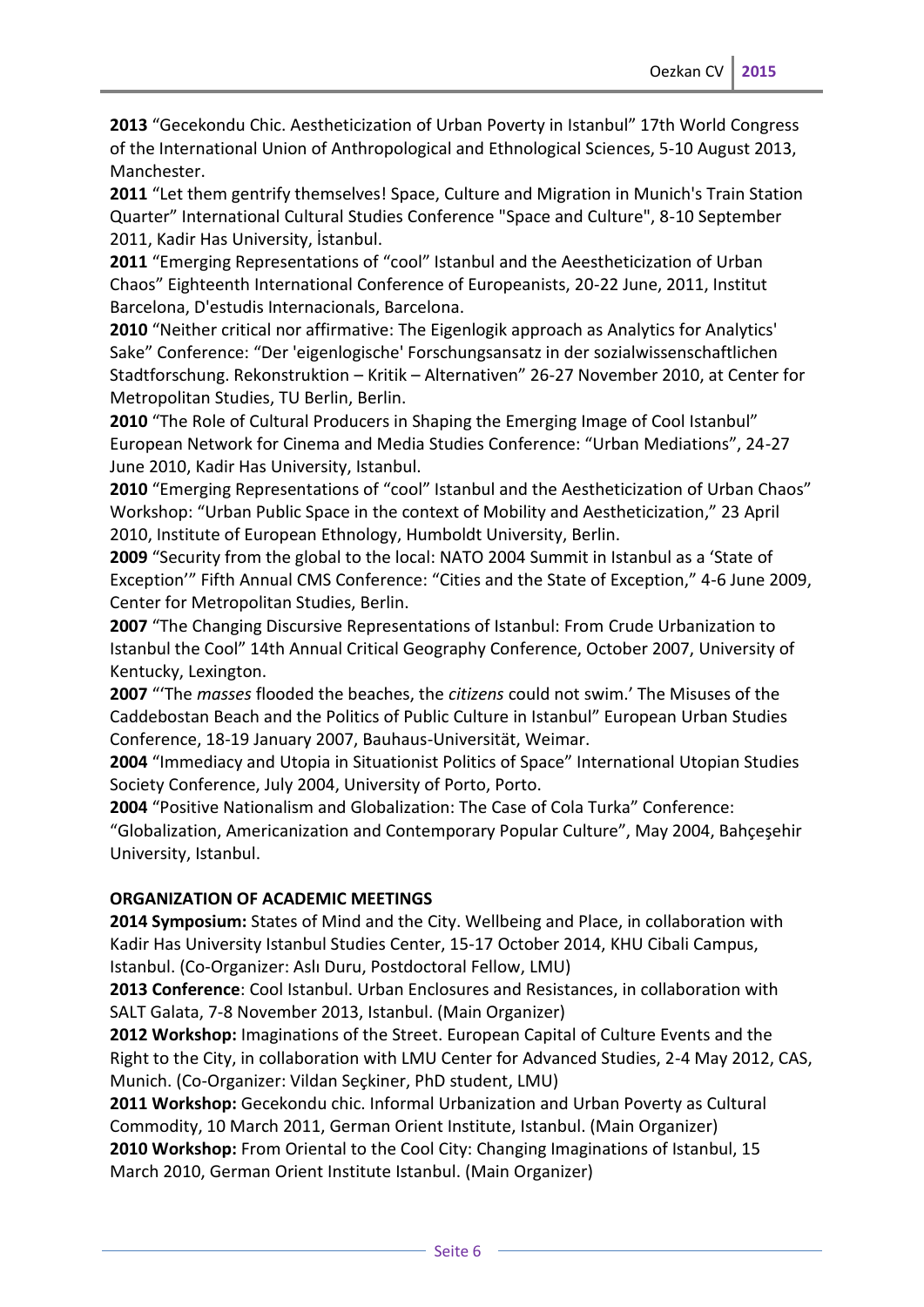**2013** “Gecekondu Chic. Aestheticization of Urban Poverty in Istanbul” 17th World Congress of the International Union of Anthropological and Ethnological Sciences, 5-10 August 2013, Manchester.

**2011** “Let them gentrify themselves! Space, Culture and Migration in Munich's Train Station Quarter” International Cultural Studies Conference "Space and Culture", 8-10 September 2011, Kadir Has University, İstanbul.

**2011** “Emerging Representations of “cool” Istanbul and the Aeesthetıcization of Urban Chaos” Eighteenth International Conference of Europeanists, 20-22 June, 2011, Institut Barcelona, D'estudis Internacionals, Barcelona.

**2010** “Neither critical nor affirmative: The Eigenlogik approach as Analytics for Analytics' Sake” Conference: “Der 'eigenlogische' Forschungsansatz in der sozialwissenschaftlichen Stadtforschung. Rekonstruktion – Kritik – Alternativen” 26-27 November 2010, at Center for Metropolitan Studies, TU Berlin, Berlin.

**2010** “The Role of Cultural Producers in Shaping the Emerging Image of Cool Istanbul” European Network for Cinema and Media Studies Conference: “Urban Mediations”, 24-27 June 2010, Kadir Has University, Istanbul.

**2010** “Emerging Representations of “cool” Istanbul and the Aestheticization of Urban Chaos” Workshop: “Urban Public Space in the context of Mobility and Aestheticization,” 23 April 2010, Institute of European Ethnology, Humboldt University, Berlin.

**2009** “Security from the global to the local: NATO 2004 Summit in Istanbul as a ‘State of Exception’” Fifth Annual CMS Conference: “Cities and the State of Exception,” 4-6 June 2009, Center for Metropolitan Studies, Berlin.

**2007** “The Changing Discursive Representations of Istanbul: From Crude Urbanization to Istanbul the Cool” 14th Annual Critical Geography Conference, October 2007, University of Kentucky, Lexington.

**2007** “‘The *masses* flooded the beaches, the *citizens* could not swim.’ The Misuses of the Caddebostan Beach and the Politics of Public Culture in Istanbul” European Urban Studies Conference, 18-19 January 2007, Bauhaus-Universität, Weimar.

**2004** “Immediacy and Utopia in Situationist Politics of Space” International Utopian Studies Society Conference, July 2004, University of Porto, Porto.

**2004** “Positive Nationalism and Globalization: The Case of Cola Turka” Conference: “Globalization, Americanization and Contemporary Popular Culture”, May 2004, Bahçeşehir University, Istanbul.

**ORGANIZATION OF ACADEMIC MEETINGS**

**2014 Symposium:** States of Mind and the City. Wellbeing and Place, in collaboration with Kadir Has University Istanbul Studies Center, 15-17 October 2014, KHU Cibali Campus, Istanbul. (Co-Organizer: Aslı Duru, Postdoctoral Fellow, LMU)

**2013 Conference**: Cool Istanbul. Urban Enclosures and Resistances, in collaboration with SALT Galata, 7-8 November 2013, Istanbul. (Main Organizer)

**2012 Workshop:** Imaginations of the Street. European Capital of Culture Events and the Right to the City, in collaboration with LMU Center for Advanced Studies, 2-4 May 2012, CAS, Munich. (Co-Organizer: Vildan Seçkiner, PhD student, LMU)

**2011 Workshop:** Gecekondu chic. Informal Urbanization and Urban Poverty as Cultural Commodity, 10 March 2011, German Orient Institute, Istanbul. (Main Organizer)

**2010 Workshop:** From Oriental to the Cool City: Changing Imaginations of Istanbul, 15 March 2010, German Orient Institute Istanbul. (Main Organizer)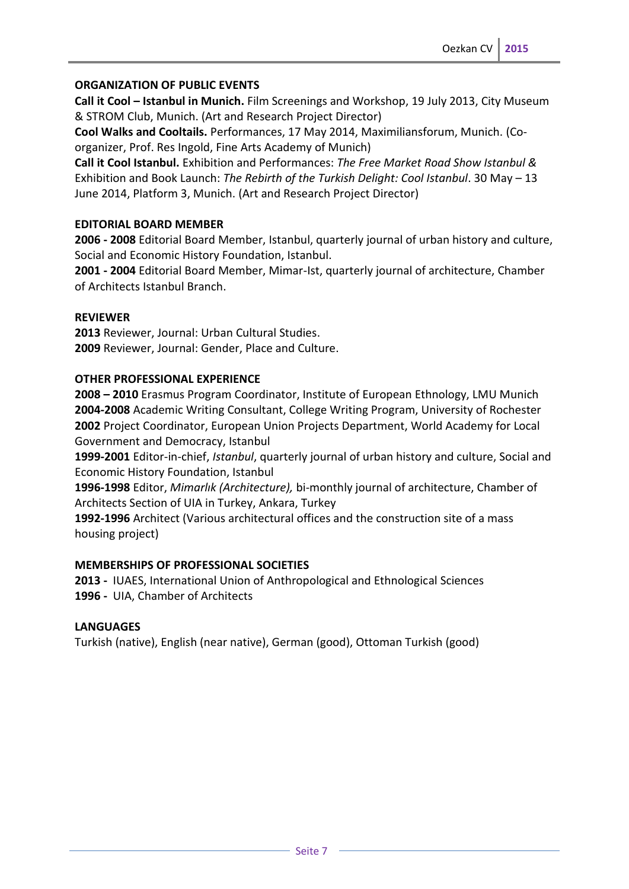## ORGANIZATION OF PUBLIC EVENTS

**Call it Cool – Istanbul in Munich.** Film Screenings and Workshop, 19 July 2013, City Museum & STROM Club, Munich. (Art and Research Project Director)

**Cool Walks and Cooltails.** Performances, 17 May 2014, Maximiliansforum, Munich. (Co-organizer, Prof. Res Ingold, Fine Arts Academy of Munich)

**Call it Cool Istanbul.** Exhibition and Performances: *The Free Market Road Show Istanbul &* Exhibition and Book Launch: *The Rebirth of the Turkish Delight: Cool Istanbul*. 30 May – 13 June 2014, Platform 3, Munich. (Art and Research Project Director)

## EDITORIAL BOARD MEMBER

**2006 - 2008** Editorial Board Member, Istanbul, quarterly journal of urban history and culture, Social and Economic History Foundation, Istanbul.

**2001 - 2004** Editorial Board Member, Mimar-Ist, quarterly journal of architecture, Chamber of Architects Istanbul Branch.

## REVIEWER

**2013** Reviewer, Journal: Urban Cultural Studies.
**2009** Reviewer, Journal: Gender, Place and Culture.

## OTHER PROFESSIONAL EXPERIENCE

**2008 – 2010** Erasmus Program Coordinator, Institute of European Ethnology, LMU Munich
**2004-2008** Academic Writing Consultant, College Writing Program, University of Rochester
**2002** Project Coordinator, European Union Projects Department, World Academy for Local Government and Democracy, Istanbul
**1999-2001** Editor-in-chief, *Istanbul*, quarterly journal of urban history and culture, Social and Economic History Foundation, Istanbul
**1996-1998** Editor, *Mimarlık (Architecture),* bi-monthly journal of architecture, Chamber of Architects Section of UIA in Turkey, Ankara, Turkey
**1992-1996** Architect (Various architectural offices and the construction site of a mass housing project)

## MEMBERSHIPS OF PROFESSIONAL SOCIETIES

**2013 -** IUAES, International Union of Anthropological and Ethnological Sciences
**1996 -** UIA, Chamber of Architects

## LANGUAGES

Turkish (native), English (near native), German (good), Ottoman Turkish (good)